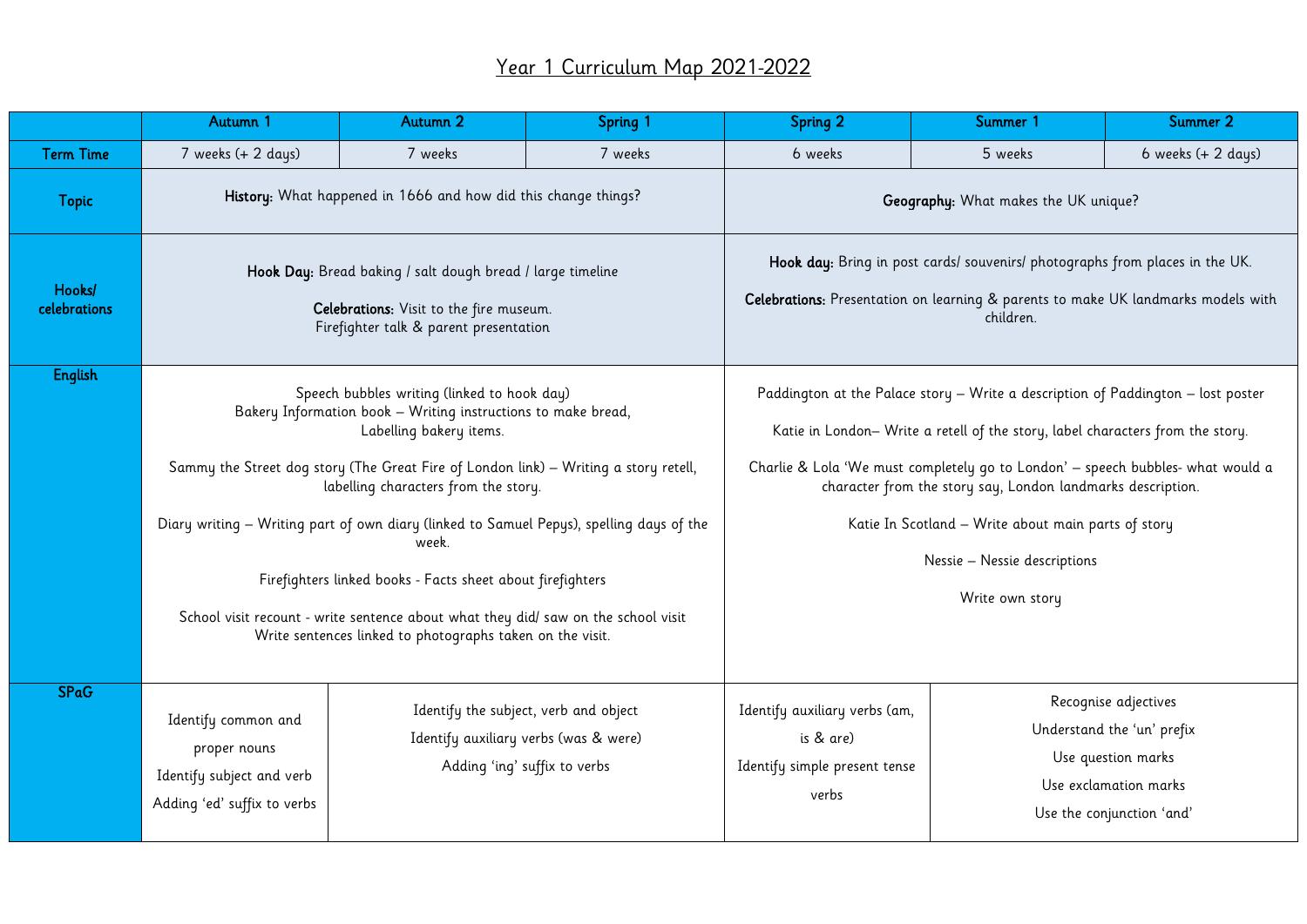# Year 1 Curriculum Map 2021-2022

| | Autumn 1 | Autumn 2 | Spring 1 | Spring 2 | Summer 1 | Summer 2 |
|---|---|---|---|---|---|---|
| **Term Time** | 7 weeks (+ 2 days) | 7 weeks | 7 weeks | 6 weeks | 5 weeks | 6 weeks (+ 2 days) |
| **Topic** | **History:** What happened in 1666 and how did this change things? | | | **Geography:** What makes the UK unique? | | |
| **Hooks/ celebrations** | **Hook Day:** Bread baking / salt dough bread / large timeline<br><br>**Celebrations:** Visit to the fire museum.<br>Firefighter talk & parent presentation | | | **Hook day:** Bring in post cards/ souvenirs/ photographs from places in the UK.<br><br>**Celebrations:** Presentation on learning & parents to make UK landmarks models with children. | | |
| **English** | Speech bubbles writing (linked to hook day)<br>Bakery Information book – Writing instructions to make bread,<br>Labelling bakery items.<br><br>Sammy the Street dog story (The Great Fire of London link) – Writing a story retell, labelling characters from the story.<br><br>Diary writing – Writing part of own diary (linked to Samuel Pepys), spelling days of the week.<br><br>Firefighters linked books - Facts sheet about firefighters<br><br>School visit recount - write sentence about what they did/ saw on the school visit<br>Write sentences linked to photographs taken on the visit. | | | Paddington at the Palace story – Write a description of Paddington – lost poster<br><br>Katie in London– Write a retell of the story, label characters from the story.<br><br>Charlie & Lola 'We must completely go to London' – speech bubbles- what would a character from the story say, London landmarks description.<br><br>Katie In Scotland – Write about main parts of story<br><br>Nessie – Nessie descriptions<br><br>Write own story | | |
| **SPaG** | Identify common and proper nouns<br>Identify subject and verb<br>Adding 'ed' suffix to verbs | Identify the subject, verb and object<br>Identify auxiliary verbs (was & were)<br>Adding 'ing' suffix to verbs | | Identify auxiliary verbs (am, is & are)<br>Identify simple present tense verbs | Recognise adjectives<br>Understand the 'un' prefix<br>Use question marks<br>Use exclamation marks<br>Use the conjunction 'and' | |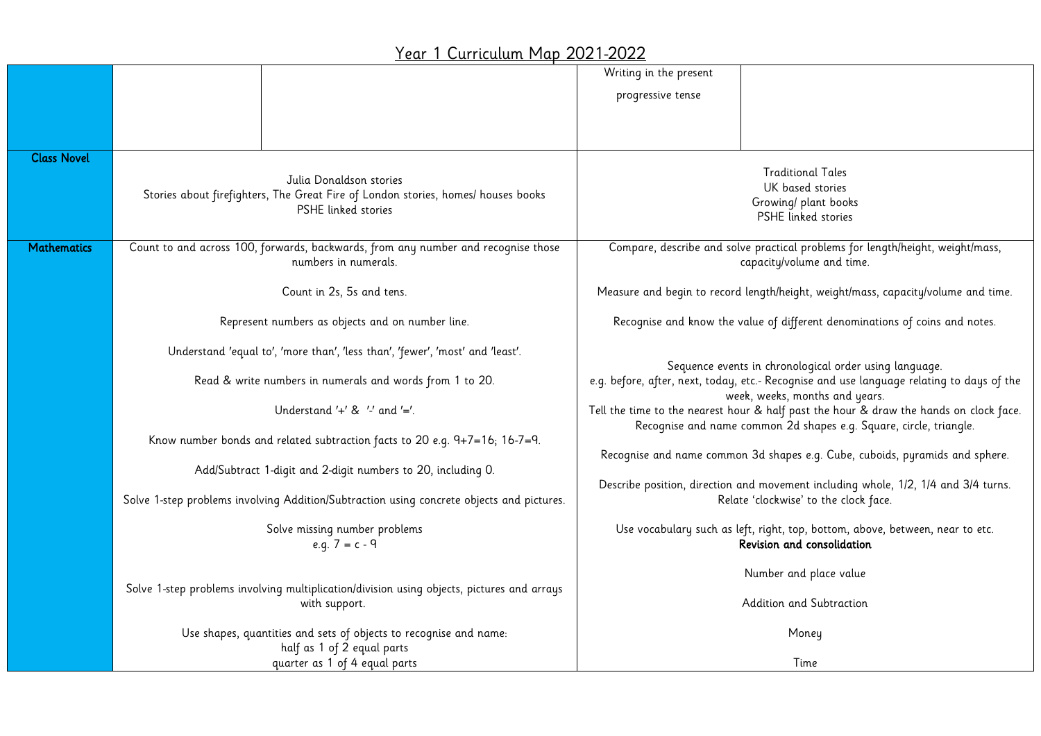# Year 1 Curriculum Map 2021-2022

| | | | | |
|---|---|---|---|---|
| | | | Writing in the present progressive tense | |
| **Class Novel** | Julia Donaldson stories<br>Stories about firefighters, The Great Fire of London stories, homes/ houses books<br>PSHE linked stories | | Traditional Tales<br>UK based stories<br>Growing/ plant books<br>PSHE linked stories | |
| **Mathematics** | Count to and across 100, forwards, backwards, from any number and recognise those numbers in numerals.<br><br>Count in 2s, 5s and tens.<br><br>Represent numbers as objects and on number line.<br><br>Understand 'equal to', 'more than', 'less than', 'fewer', 'most' and 'least'.<br><br>Read & write numbers in numerals and words from 1 to 20.<br><br>Understand '+' & '-' and '='.<br><br>Know number bonds and related subtraction facts to 20 e.g. 9+7=16; 16-7=9.<br><br>Add/Subtract 1-digit and 2-digit numbers to 20, including 0.<br><br>Solve 1-step problems involving Addition/Subtraction using concrete objects and pictures.<br><br>Solve missing number problems<br>e.g. $7 = c - 9$<br><br>Solve 1-step problems involving multiplication/division using objects, pictures and arrays with support.<br><br>Use shapes, quantities and sets of objects to recognise and name:<br>half as 1 of 2 equal parts<br>quarter as 1 of 4 equal parts | | Compare, describe and solve practical problems for length/height, weight/mass, capacity/volume and time.<br><br>Measure and begin to record length/height, weight/mass, capacity/volume and time.<br><br>Recognise and know the value of different denominations of coins and notes.<br><br>Sequence events in chronological order using language.<br>e.g. before, after, next, today, etc.- Recognise and use language relating to days of the week, weeks, months and years.<br>Tell the time to the nearest hour & half past the hour & draw the hands on clock face.<br>Recognise and name common 2d shapes e.g. Square, circle, triangle.<br><br>Recognise and name common 3d shapes e.g. Cube, cuboids, pyramids and sphere.<br><br>Describe position, direction and movement including whole, 1/2, 1/4 and 3/4 turns.<br>Relate 'clockwise' to the clock face.<br><br>Use vocabulary such as left, right, top, bottom, above, between, near to etc.<br>**Revision and consolidation**<br><br>Number and place value<br><br>Addition and Subtraction<br><br>Money<br><br>Time | |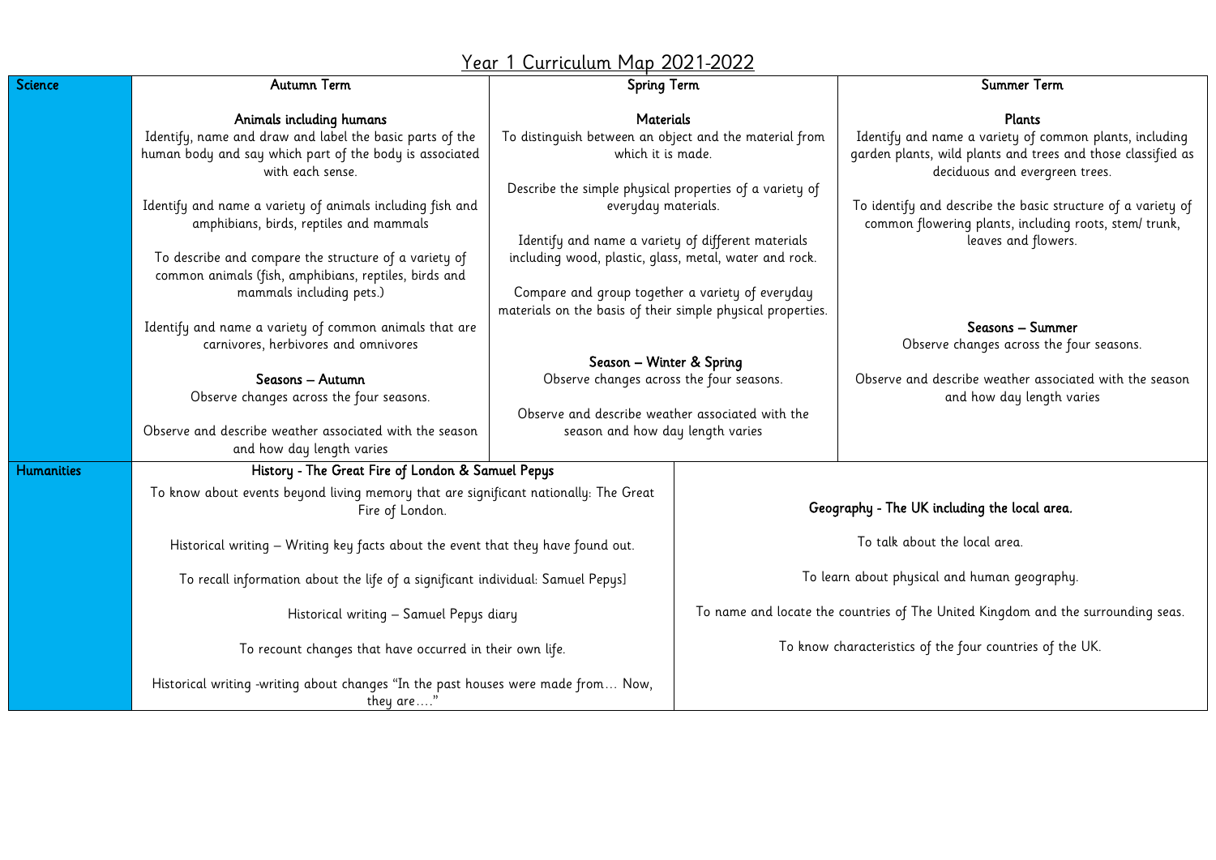# Year 1 Curriculum Map 2021-2022

| Science | Autumn Term | Spring Term | Summer Term |
|---|---|---|---|
| | **Animals including humans**<br>Identify, name and draw and label the basic parts of the human body and say which part of the body is associated with each sense.<br><br>Identify and name a variety of animals including fish and amphibians, birds, reptiles and mammals<br><br>To describe and compare the structure of a variety of common animals (fish, amphibians, reptiles, birds and mammals including pets.)<br><br>Identify and name a variety of common animals that are carnivores, herbivores and omnivores<br><br>**Seasons – Autumn**<br>Observe changes across the four seasons.<br><br>Observe and describe weather associated with the season and how day length varies | **Materials**<br>To distinguish between an object and the material from which it is made.<br><br>Describe the simple physical properties of a variety of everyday materials.<br><br>Identify and name a variety of different materials including wood, plastic, glass, metal, water and rock.<br><br>Compare and group together a variety of everyday materials on the basis of their simple physical properties.<br><br>**Season – Winter & Spring**<br>Observe changes across the four seasons.<br><br>Observe and describe weather associated with the season and how day length varies | **Plants**<br>Identify and name a variety of common plants, including garden plants, wild plants and trees and those classified as deciduous and evergreen trees.<br><br>To identify and describe the basic structure of a variety of common flowering plants, including roots, stem/ trunk, leaves and flowers.<br><br>**Seasons – Summer**<br>Observe changes across the four seasons.<br><br>Observe and describe weather associated with the season and how day length varies |

| Humanities | History - The Great Fire of London & Samuel Pepys | Geography - The UK including the local area. |
|---|---|---|
| | To know about events beyond living memory that are significant nationally: The Great Fire of London.<br><br>Historical writing – Writing key facts about the event that they have found out.<br><br>To recall information about the life of a significant individual: Samuel Pepys]<br><br>Historical writing – Samuel Pepys diary<br><br>To recount changes that have occurred in their own life.<br><br>Historical writing -writing about changes "In the past houses were made from… Now, they are…." | To talk about the local area.<br><br>To learn about physical and human geography.<br><br>To name and locate the countries of The United Kingdom and the surrounding seas.<br><br>To know characteristics of the four countries of the UK. |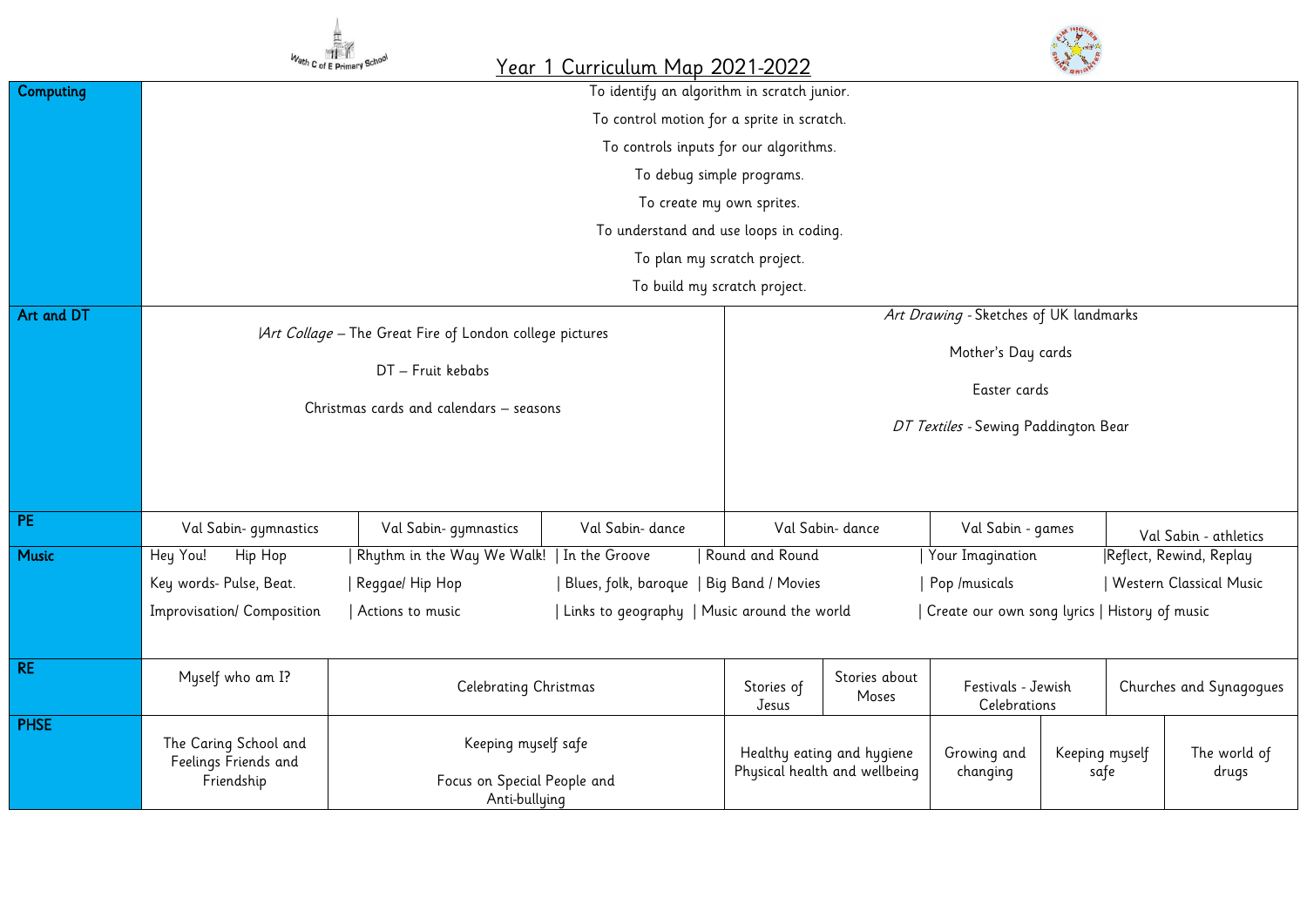# Year 1 Curriculum Map 2021-2022

| Subject | | | | | | | | |
|---|---|---|---|---|---|---|---|---|
| Computing | To identify an algorithm in scratch junior.<br>To control motion for a sprite in scratch.<br>To controls inputs for our algorithms.<br>To debug simple programs.<br>To create my own sprites.<br>To understand and use loops in coding.<br>To plan my scratch project.<br>To build my scratch project. | | | | | | | |
| Art and DT | \|*Art Collage* – The Great Fire of London college pictures<br>DT – Fruit kebabs<br>Christmas cards and calendars – seasons | | | *Art Drawing* - Sketches of UK landmarks<br>Mother's Day cards<br>Easter cards<br>*DT Textiles* - Sewing Paddington Bear | | | | |
| PE | Val Sabin- gymnastics | Val Sabin- gymnastics | Val Sabin- dance | Val Sabin- dance | | Val Sabin - games | | Val Sabin - athletics |
| Music | Hey You! Hip Hop<br>Key words- Pulse, Beat.<br>Improvisation/ Composition | Rhythm in the Way We Walk!<br>Reggae/ Hip Hop<br>Actions to music | In the Groove<br>Blues, folk, baroque<br>Links to geography | Round and Round<br>Big Band / Movies<br>Music around the world | | Your Imagination<br>Pop /musicals<br>Create our own song lyrics | | Reflect, Rewind, Replay<br>Western Classical Music<br>History of music |
| RE | Myself who am I? | Celebrating Christmas | | Stories of Jesus | Stories about Moses | Festivals - Jewish Celebrations | | Churches and Synagogues |
| PHSE | The Caring School and Feelings Friends and Friendship | Keeping myself safe<br>Focus on Special People and Anti-bullying | | Healthy eating and hygiene<br>Physical health and wellbeing | | Growing and changing | Keeping myself safe | The world of drugs |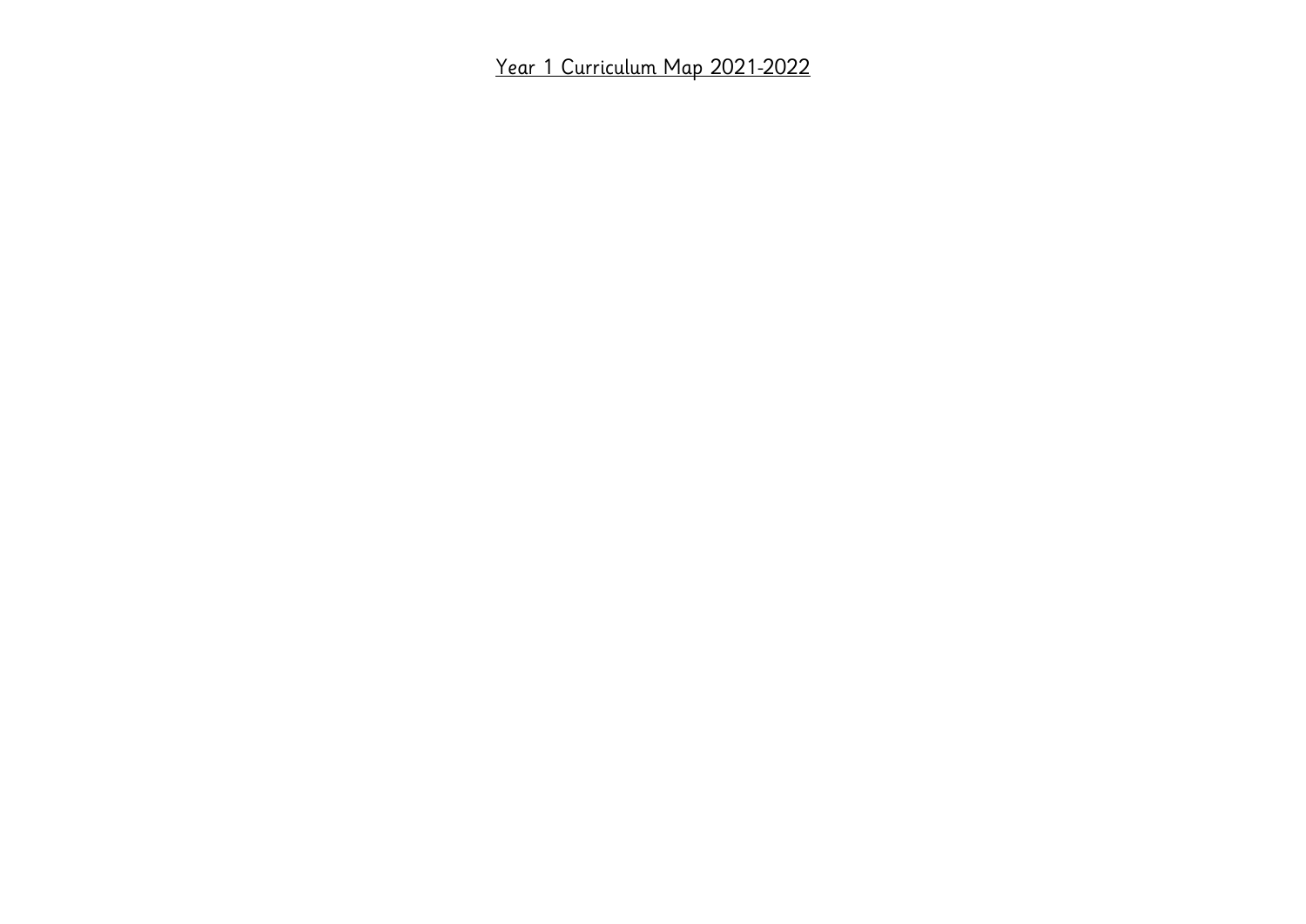Year 1 Curriculum Map 2021-2022